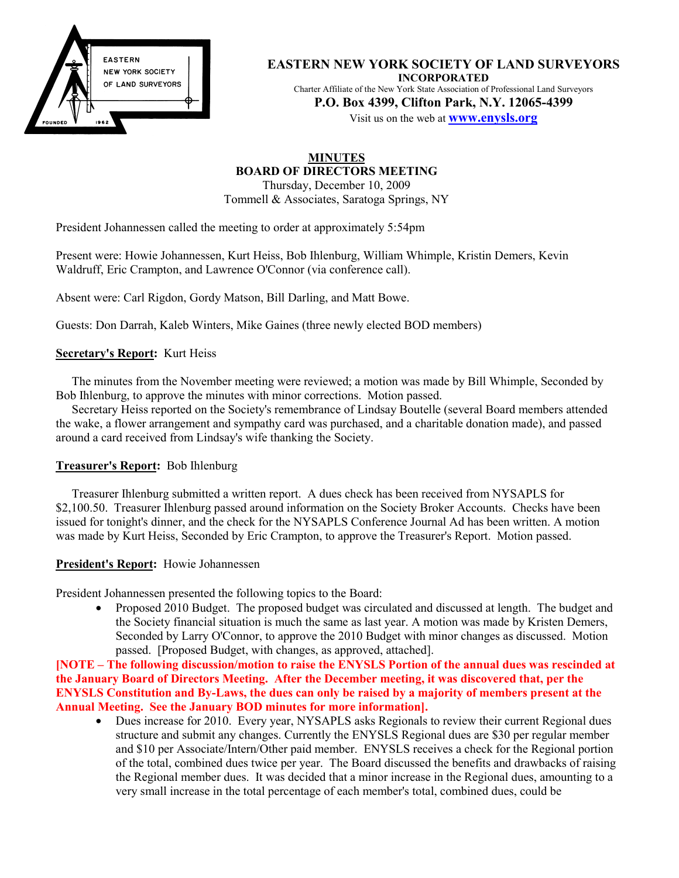# EASTERN NEW YORK SOCIETY OF LAND SURVEYORS

**INCORPORATED**

Charter Affiliate of the New York State Association of Professional Land Surveyors

**P.O. Box 4399, Clifton Park, N.Y. 12065-4399**

Visit us on the web at **www.enysls.org**

## MINUTES
## BOARD OF DIRECTORS MEETING

Thursday, December 10, 2009
Tommell & Associates, Saratoga Springs, NY

President Johannessen called the meeting to order at approximately 5:54pm

Present were: Howie Johannessen, Kurt Heiss, Bob Ihlenburg, William Whimple, Kristin Demers, Kevin Waldruff, Eric Crampton, and Lawrence O'Connor (via conference call).

Absent were: Carl Rigdon, Gordy Matson, Bill Darling, and Matt Bowe.

Guests: Don Darrah, Kaleb Winters, Mike Gaines (three newly elected BOD members)

**Secretary's Report:** Kurt Heiss

The minutes from the November meeting were reviewed; a motion was made by Bill Whimple, Seconded by Bob Ihlenburg, to approve the minutes with minor corrections. Motion passed.

Secretary Heiss reported on the Society's remembrance of Lindsay Boutelle (several Board members attended the wake, a flower arrangement and sympathy card was purchased, and a charitable donation made), and passed around a card received from Lindsay's wife thanking the Society.

**Treasurer's Report:** Bob Ihlenburg

Treasurer Ihlenburg submitted a written report. A dues check has been received from NYSAPLS for $2,100.50. Treasurer Ihlenburg passed around information on the Society Broker Accounts. Checks have been issued for tonight's dinner, and the check for the NYSAPLS Conference Journal Ad has been written. A motion was made by Kurt Heiss, Seconded by Eric Crampton, to approve the Treasurer's Report. Motion passed.

**President's Report:** Howie Johannessen

President Johannessen presented the following topics to the Board:

- Proposed 2010 Budget. The proposed budget was circulated and discussed at length. The budget and the Society financial situation is much the same as last year. A motion was made by Kristen Demers, Seconded by Larry O'Connor, to approve the 2010 Budget with minor changes as discussed. Motion passed. [Proposed Budget, with changes, as approved, attached].

**[NOTE – The following discussion/motion to raise the ENYSLS Portion of the annual dues was rescinded at the January Board of Directors Meeting. After the December meeting, it was discovered that, per the ENYSLS Constitution and By-Laws, the dues can only be raised by a majority of members present at the Annual Meeting. See the January BOD minutes for more information].**

- Dues increase for 2010. Every year, NYSAPLS asks Regionals to review their current Regional dues structure and submit any changes. Currently the ENYSLS Regional dues are $30 per regular member and $10 per Associate/Intern/Other paid member. ENYSLS receives a check for the Regional portion of the total, combined dues twice per year. The Board discussed the benefits and drawbacks of raising the Regional member dues. It was decided that a minor increase in the Regional dues, amounting to a very small increase in the total percentage of each member's total, combined dues, could be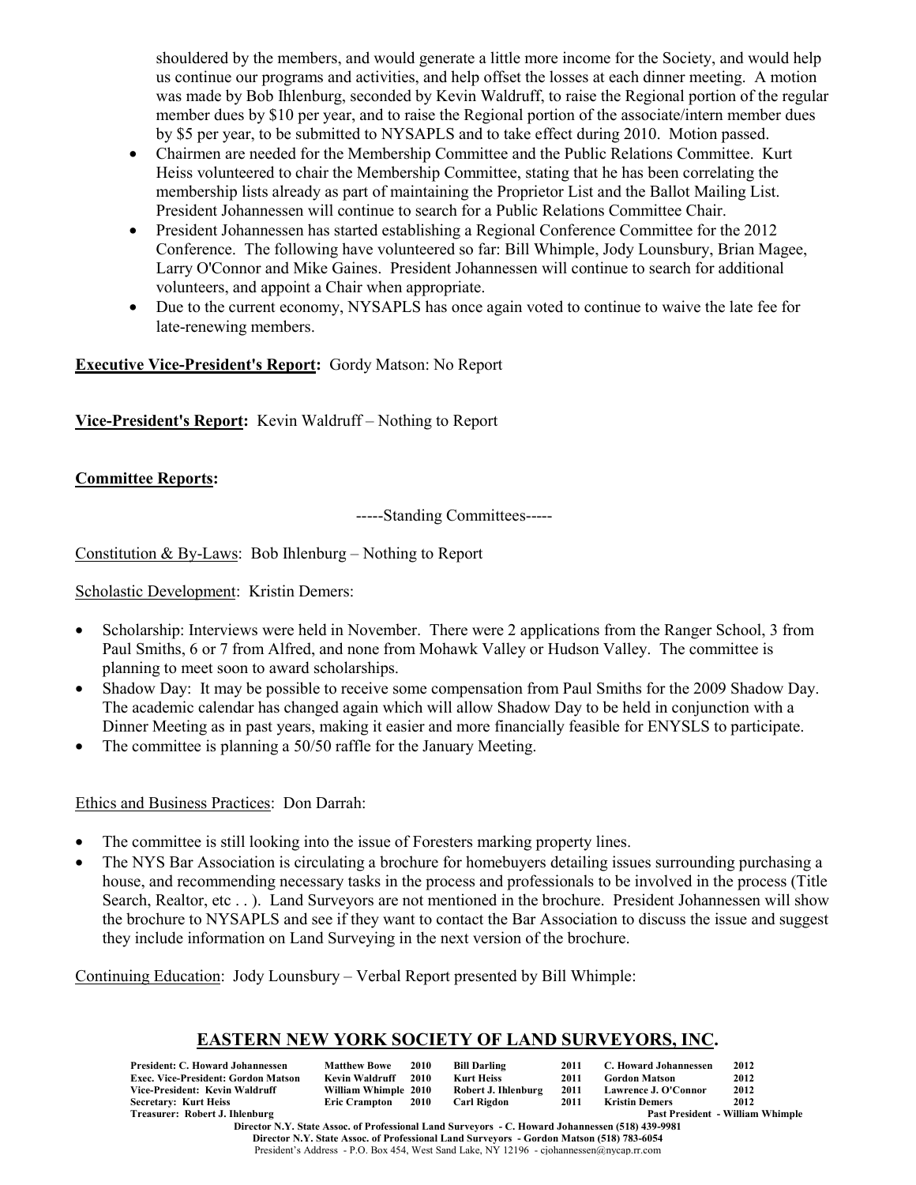shouldered by the members, and would generate a little more income for the Society, and would help us continue our programs and activities, and help offset the losses at each dinner meeting. A motion was made by Bob Ihlenburg, seconded by Kevin Waldruff, to raise the Regional portion of the regular member dues by $10 per year, and to raise the Regional portion of the associate/intern member dues by $5 per year, to be submitted to NYSAPLS and to take effect during 2010. Motion passed.

- Chairmen are needed for the Membership Committee and the Public Relations Committee. Kurt Heiss volunteered to chair the Membership Committee, stating that he has been correlating the membership lists already as part of maintaining the Proprietor List and the Ballot Mailing List. President Johannessen will continue to search for a Public Relations Committee Chair.
- President Johannessen has started establishing a Regional Conference Committee for the 2012 Conference. The following have volunteered so far: Bill Whimple, Jody Lounsbury, Brian Magee, Larry O'Connor and Mike Gaines. President Johannessen will continue to search for additional volunteers, and appoint a Chair when appropriate.
- Due to the current economy, NYSAPLS has once again voted to continue to waive the late fee for late-renewing members.

**Executive Vice-President's Report:** Gordy Matson: No Report

**Vice-President's Report:** Kevin Waldruff – Nothing to Report

**Committee Reports:**

-----Standing Committees-----

Constitution & By-Laws: Bob Ihlenburg – Nothing to Report

Scholastic Development: Kristin Demers:

- Scholarship: Interviews were held in November. There were 2 applications from the Ranger School, 3 from Paul Smiths, 6 or 7 from Alfred, and none from Mohawk Valley or Hudson Valley. The committee is planning to meet soon to award scholarships.
- Shadow Day: It may be possible to receive some compensation from Paul Smiths for the 2009 Shadow Day. The academic calendar has changed again which will allow Shadow Day to be held in conjunction with a Dinner Meeting as in past years, making it easier and more financially feasible for ENYSLS to participate.
- The committee is planning a 50/50 raffle for the January Meeting.

Ethics and Business Practices: Don Darrah:

- The committee is still looking into the issue of Foresters marking property lines.
- The NYS Bar Association is circulating a brochure for homebuyers detailing issues surrounding purchasing a house, and recommending necessary tasks in the process and professionals to be involved in the process (Title Search, Realtor, etc . . ). Land Surveyors are not mentioned in the brochure. President Johannessen will show the brochure to NYSAPLS and see if they want to contact the Bar Association to discuss the issue and suggest they include information on Land Surveying in the next version of the brochure.

Continuing Education: Jody Lounsbury – Verbal Report presented by Bill Whimple:

**EASTERN NEW YORK SOCIETY OF LAND SURVEYORS, INC.**

| | | | | | | | |
|---|---|---|---|---|---|---|---|
| **President: C. Howard Johannessen** | **Matthew Bowe** | **2010** | **Bill Darling** | **2011** | **C. Howard Johannessen** | **2012** |
| **Exec. Vice-President: Gordon Matson** | **Kevin Waldruff** | **2010** | **Kurt Heiss** | **2011** | **Gordon Matson** | **2012** |
| **Vice-President: Kevin Waldruff** | **William Whimple** | **2010** | **Robert J. Ihlenburg** | **2011** | **Lawrence J. O'Connor** | **2012** |
| **Secretary: Kurt Heiss** | **Eric Crampton** | **2010** | **Carl Rigdon** | **2011** | **Kristin Demers** | **2012** |
| **Treasurer: Robert J. Ihlenburg** | | | | | **Past President - William Whimple** | |

**Director N.Y. State Assoc. of Professional Land Surveyors - C. Howard Johannessen (518) 439-9981**
**Director N.Y. State Assoc. of Professional Land Surveyors - Gordon Matson (518) 783-6054**
President's Address - P.O. Box 454, West Sand Lake, NY 12196 - cjohannessen@nycap.rr.com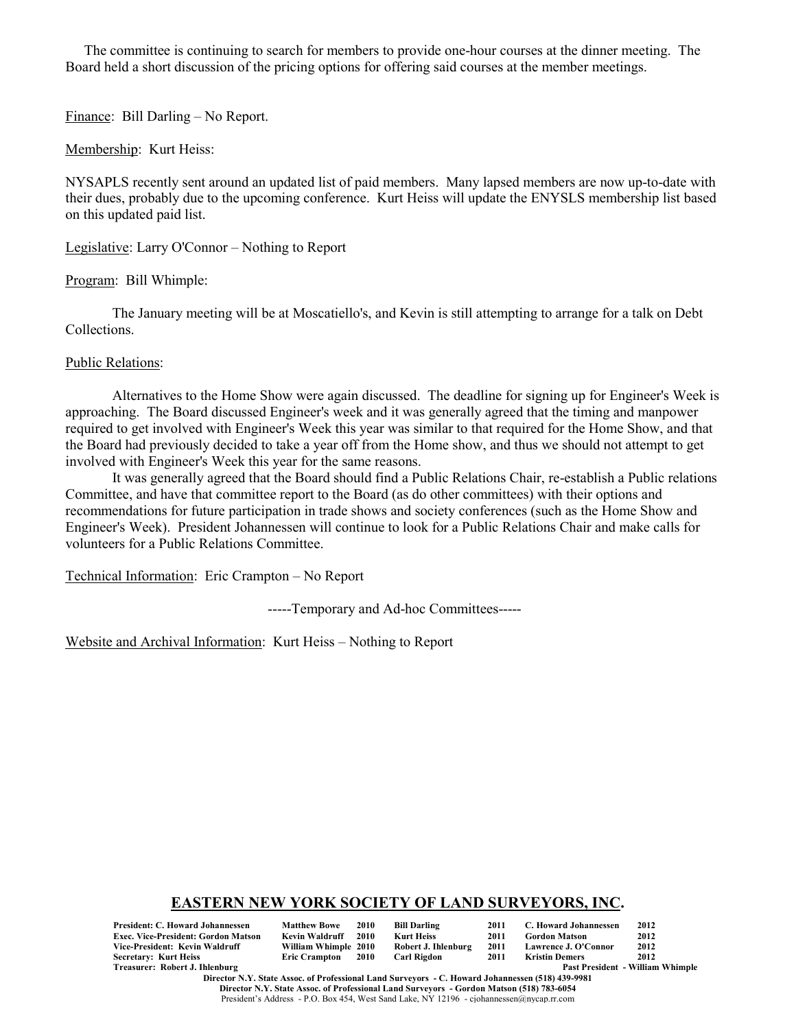The committee is continuing to search for members to provide one-hour courses at the dinner meeting. The Board held a short discussion of the pricing options for offering said courses at the member meetings.

Finance: Bill Darling – No Report.

Membership: Kurt Heiss:

NYSAPLS recently sent around an updated list of paid members. Many lapsed members are now up-to-date with their dues, probably due to the upcoming conference. Kurt Heiss will update the ENYSLS membership list based on this updated paid list.

Legislative: Larry O'Connor – Nothing to Report

Program: Bill Whimple:

The January meeting will be at Moscatiello's, and Kevin is still attempting to arrange for a talk on Debt Collections.

Public Relations:

Alternatives to the Home Show were again discussed. The deadline for signing up for Engineer's Week is approaching. The Board discussed Engineer's week and it was generally agreed that the timing and manpower required to get involved with Engineer's Week this year was similar to that required for the Home Show, and that the Board had previously decided to take a year off from the Home show, and thus we should not attempt to get involved with Engineer's Week this year for the same reasons.

It was generally agreed that the Board should find a Public Relations Chair, re-establish a Public relations Committee, and have that committee report to the Board (as do other committees) with their options and recommendations for future participation in trade shows and society conferences (such as the Home Show and Engineer's Week). President Johannessen will continue to look for a Public Relations Chair and make calls for volunteers for a Public Relations Committee.

Technical Information: Eric Crampton – No Report

-----Temporary and Ad-hoc Committees-----

Website and Archival Information: Kurt Heiss – Nothing to Report

## EASTERN NEW YORK SOCIETY OF LAND SURVEYORS, INC.

| | | | | | | | |
|---|---|---|---|---|---|---|---|
| **President: C. Howard Johannessen** | **Matthew Bowe** | **2010** | **Bill Darling** | **2011** | **C. Howard Johannessen** | **2012** |
| **Exec. Vice-President: Gordon Matson** | **Kevin Waldruff** | **2010** | **Kurt Heiss** | **2011** | **Gordon Matson** | **2012** |
| **Vice-President: Kevin Waldruff** | **William Whimple** | **2010** | **Robert J. Ihlenburg** | **2011** | **Lawrence J. O'Connor** | **2012** |
| **Secretary: Kurt Heiss** | **Eric Crampton** | **2010** | **Carl Rigdon** | **2011** | **Kristin Demers** | **2012** |
| **Treasurer: Robert J. Ihlenburg** | | | | | **Past President - William Whimple** | |

**Director N.Y. State Assoc. of Professional Land Surveyors - C. Howard Johannessen (518) 439-9981**
**Director N.Y. State Assoc. of Professional Land Surveyors - Gordon Matson (518) 783-6054**
President's Address - P.O. Box 454, West Sand Lake, NY 12196 - cjohannessen@nycap.rr.com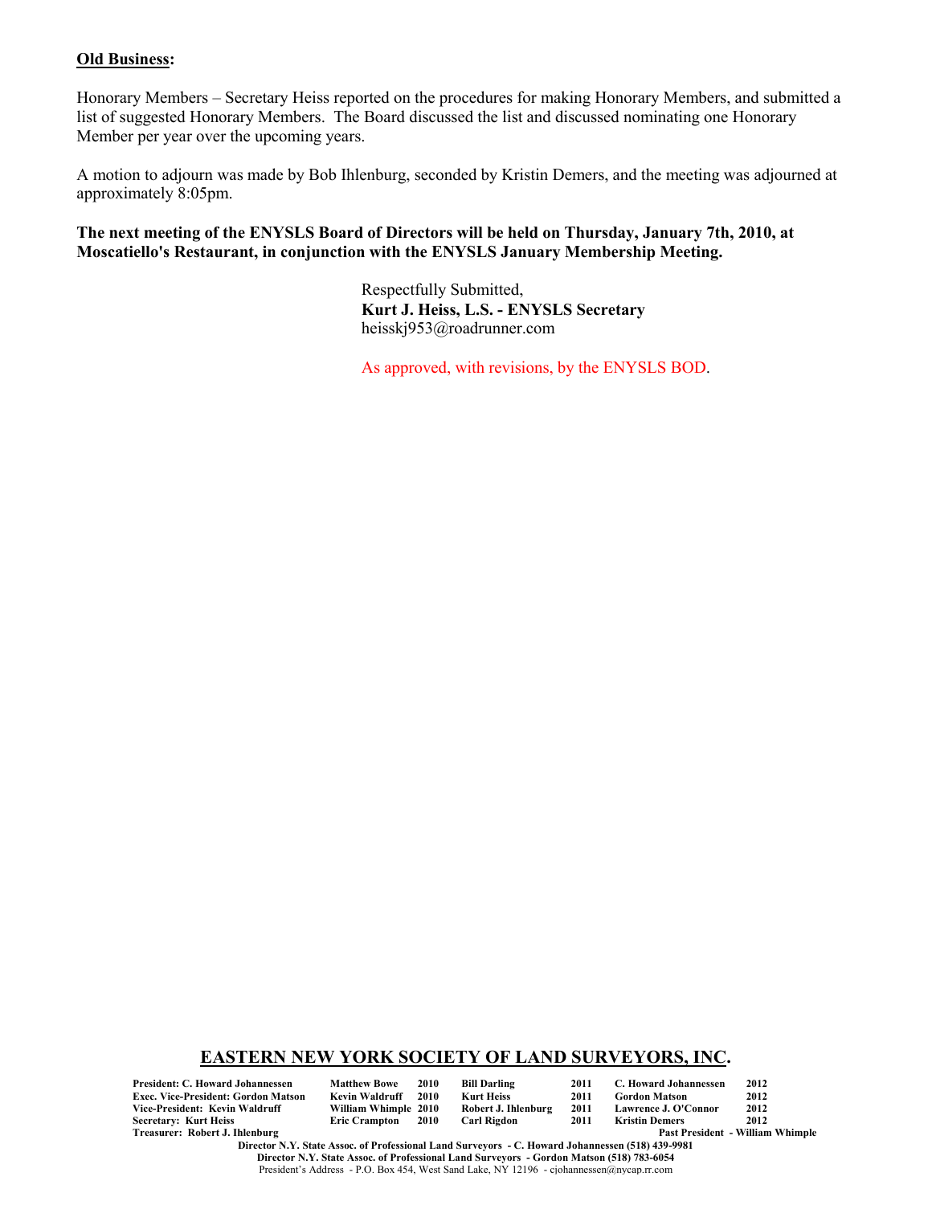**<u>Old Business</u>:**

Honorary Members – Secretary Heiss reported on the procedures for making Honorary Members, and submitted a list of suggested Honorary Members. The Board discussed the list and discussed nominating one Honorary Member per year over the upcoming years.

A motion to adjourn was made by Bob Ihlenburg, seconded by Kristin Demers, and the meeting was adjourned at approximately 8:05pm.

**The next meeting of the ENYSLS Board of Directors will be held on Thursday, January 7th, 2010, at Moscatiello's Restaurant, in conjunction with the ENYSLS January Membership Meeting.**

Respectfully Submitted,
**Kurt J. Heiss, L.S. - ENYSLS Secretary**
heisskj953@roadrunner.com

As approved, with revisions, by the ENYSLS BOD.

**<u>EASTERN NEW YORK SOCIETY OF LAND SURVEYORS, INC.</u>**

| | | | | | | |
|---|---|---|---|---|---|---|
| **President: C. Howard Johannessen** | **Matthew Bowe** | **2010** | **Bill Darling** | **2011** | **C. Howard Johannessen** | **2012** |
| **Exec. Vice-President: Gordon Matson** | **Kevin Waldruff** | **2010** | **Kurt Heiss** | **2011** | **Gordon Matson** | **2012** |
| **Vice-President: Kevin Waldruff** | **William Whimple** | **2010** | **Robert J. Ihlenburg** | **2011** | **Lawrence J. O'Connor** | **2012** |
| **Secretary: Kurt Heiss** | **Eric Crampton** | **2010** | **Carl Rigdon** | **2011** | **Kristin Demers** | **2012** |
| **Treasurer: Robert J. Ihlenburg** | | | | | **Past President - William Whimple** | |

**Director N.Y. State Assoc. of Professional Land Surveyors - C. Howard Johannessen (518) 439-9981**
**Director N.Y. State Assoc. of Professional Land Surveyors - Gordon Matson (518) 783-6054**
President's Address - P.O. Box 454, West Sand Lake, NY 12196 - cjohannessen@nycap.rr.com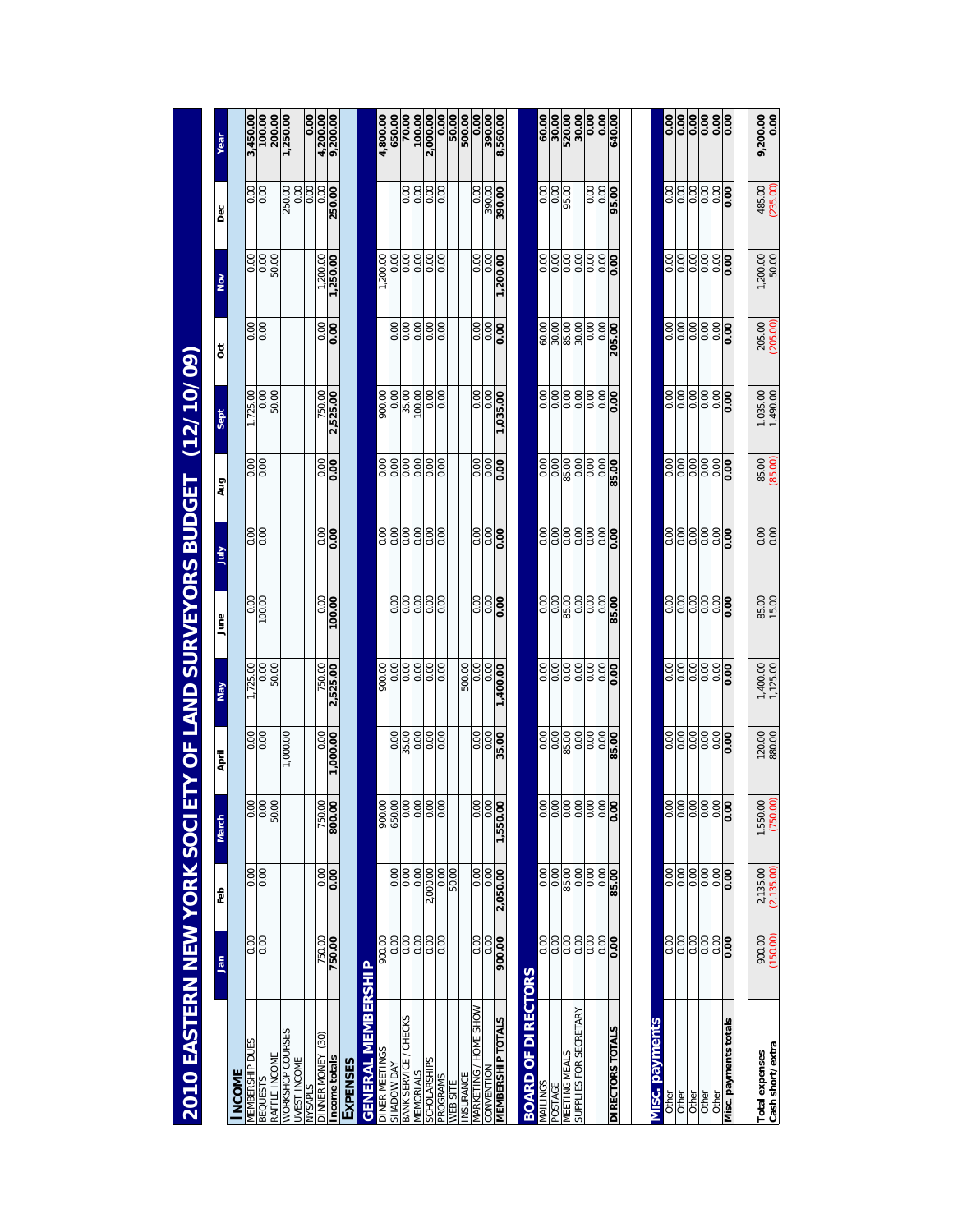# 2010 EASTERN NEW YORK SOCIETY OF LAND SURVEYORS BUDGET (12/10/09)

| | Jan | Feb | March | April | May | June | July | Aug | Sept | Oct | Nov | Dec | Year |
|---|---|---|---|---|---|---|---|---|---|---|---|---|---|
| **INCOME** | | | | | | | | | | | | | |
| MEMBERSHIP DUES | 0.00 | 0.00 | 0.00 | 0.00 | 1,725.00 | 0.00 | 0.00 | 0.00 | 1,725.00 | 0.00 | 0.00 | 0.00 | 3,450.00 |
| BEQUESTS | 0.00 | 0.00 | 0.00 | 0.00 | 0.00 | 100.00 | 0.00 | 0.00 | 0.00 | 0.00 | 0.00 | 0.00 | 100.00 |
| RAFFLE INCOME | | | 50.00 | | 50.00 | | | | 50.00 | | 50.00 | | 200.00 |
| WORKSHOP COURSES | | | | 1,000.00 | | | | | | | | 250.00 | 1,250.00 |
| UVEST INCOME | | | | | | | | | | | | 0.00 | |
| NYSAPLS | | | | | | | | | | | | 0.00 | 0.00 |
| DINNER MONEY (30) | 750.00 | 0.00 | 750.00 | 0.00 | 750.00 | 0.00 | 0.00 | 0.00 | 750.00 | 0.00 | 1,200.00 | 0.00 | 4,200.00 |
| **Income totals** | **750.00** | **0.00** | **800.00** | **1,000.00** | **2,525.00** | **100.00** | **0.00** | **0.00** | **2,525.00** | **0.00** | **1,250.00** | **250.00** | **9,200.00** |
| **EXPENSES** | | | | | | | | | | | | | |
| **GENERAL MEMBERSHIP** | | | | | | | | | | | | | |
| DINER MEETINGS | 900.00 | | 900.00 | | 900.00 | | 0.00 | 0.00 | 900.00 | | 1,200.00 | | 4,800.00 |
| SHADOW DAY | 0.00 | 0.00 | 650.00 | 0.00 | 0.00 | 0.00 | 0.00 | 0.00 | 0.00 | 0.00 | 0.00 | | 650.00 |
| BANK SERVICE / CHECKS | 0.00 | 0.00 | 0.00 | 35.00 | 0.00 | 0.00 | 0.00 | 0.00 | 35.00 | 0.00 | 0.00 | 0.00 | 70.00 |
| MEMORIALS | 0.00 | 0.00 | 0.00 | 0.00 | 0.00 | 0.00 | 0.00 | 0.00 | 100.00 | 0.00 | 0.00 | 0.00 | 100.00 |
| SCHOLARSHIPS | 0.00 | 2,000.00 | 0.00 | 0.00 | 0.00 | 0.00 | 0.00 | 0.00 | 0.00 | 0.00 | 0.00 | 0.00 | 2,000.00 |
| PROGRAMS | 0.00 | 0.00 | 0.00 | 0.00 | 0.00 | 0.00 | 0.00 | 0.00 | 0.00 | 0.00 | 0.00 | 0.00 | 0.00 |
| WEB SITE | | 50.00 | | | | | | | | | | | 50.00 |
| INSURANCE | | | | | 500.00 | | | | | | | | 500.00 |
| MARKETING / HOME SHOW | 0.00 | 0.00 | 0.00 | 0.00 | 0.00 | 0.00 | 0.00 | 0.00 | 0.00 | 0.00 | 0.00 | 0.00 | 0.00 |
| CONVENTION | 0.00 | 0.00 | 0.00 | 0.00 | 0.00 | 0.00 | 0.00 | 0.00 | 0.00 | 0.00 | 0.00 | 390.00 | 390.00 |
| **MEMBERSHIP TOTALS** | **900.00** | **2,050.00** | **1,550.00** | **35.00** | **1,400.00** | **0.00** | **0.00** | **0.00** | **1,035.00** | **0.00** | **1,200.00** | **390.00** | **8,560.00** |
| **BOARD OF DIRECTORS** | | | | | | | | | | | | | |
| MAILINGS | 0.00 | 0.00 | 0.00 | 0.00 | 0.00 | 0.00 | 0.00 | 0.00 | 0.00 | 60.00 | 0.00 | 0.00 | 60.00 |
| POSTAGE | 0.00 | 0.00 | 0.00 | 0.00 | 0.00 | 0.00 | 0.00 | 0.00 | 0.00 | 30.00 | 0.00 | 0.00 | 30.00 |
| MEETING MEALS | 0.00 | 85.00 | 0.00 | 85.00 | 0.00 | 85.00 | 0.00 | 85.00 | 0.00 | 85.00 | 0.00 | 95.00 | 520.00 |
| SUPPLIES FOR SECRETARY | 0.00 | 0.00 | 0.00 | 0.00 | 0.00 | 0.00 | 0.00 | 0.00 | 0.00 | 30.00 | 0.00 | | 30.00 |
| | 0.00 | 0.00 | 0.00 | 0.00 | 0.00 | 0.00 | 0.00 | 0.00 | 0.00 | 0.00 | 0.00 | 0.00 | 0.00 |
| | 0.00 | 0.00 | 0.00 | 0.00 | 0.00 | 0.00 | 0.00 | 0.00 | 0.00 | 0.00 | 0.00 | 0.00 | 0.00 |
| **DIRECTORS TOTALS** | **0.00** | **85.00** | **0.00** | **85.00** | **0.00** | **85.00** | **0.00** | **85.00** | **0.00** | **205.00** | **0.00** | **95.00** | **640.00** |
| **Misc. payments** | | | | | | | | | | | | | |
| Other | 0.00 | 0.00 | 0.00 | 0.00 | 0.00 | 0.00 | 0.00 | 0.00 | 0.00 | 0.00 | 0.00 | 0.00 | 0.00 |
| Other | 0.00 | 0.00 | 0.00 | 0.00 | 0.00 | 0.00 | 0.00 | 0.00 | 0.00 | 0.00 | 0.00 | 0.00 | 0.00 |
| Other | 0.00 | 0.00 | 0.00 | 0.00 | 0.00 | 0.00 | 0.00 | 0.00 | 0.00 | 0.00 | 0.00 | 0.00 | 0.00 |
| Other | 0.00 | 0.00 | 0.00 | 0.00 | 0.00 | 0.00 | 0.00 | 0.00 | 0.00 | 0.00 | 0.00 | 0.00 | 0.00 |
| Other | 0.00 | 0.00 | 0.00 | 0.00 | 0.00 | 0.00 | 0.00 | 0.00 | 0.00 | 0.00 | 0.00 | 0.00 | 0.00 |
| **Misc. payments totals** | **0.00** | **0.00** | **0.00** | **0.00** | **0.00** | **0.00** | **0.00** | **0.00** | **0.00** | **0.00** | **0.00** | **0.00** | **0.00** |
| **Total expenses** | 900.00 | 2,135.00 | 1,550.00 | 120.00 | 1,400.00 | 85.00 | 0.00 | 85.00 | 1,035.00 | 205.00 | 1,200.00 | 485.00 | 9,200.00 |
| **Cash short/extra** | (150.00) | (2,135.00) | (750.00) | 880.00 | 1,125.00 | 15.00 | 0.00 | (85.00) | 1,490.00 | (205.00) | 50.00 | (235.00) | 0.00 |